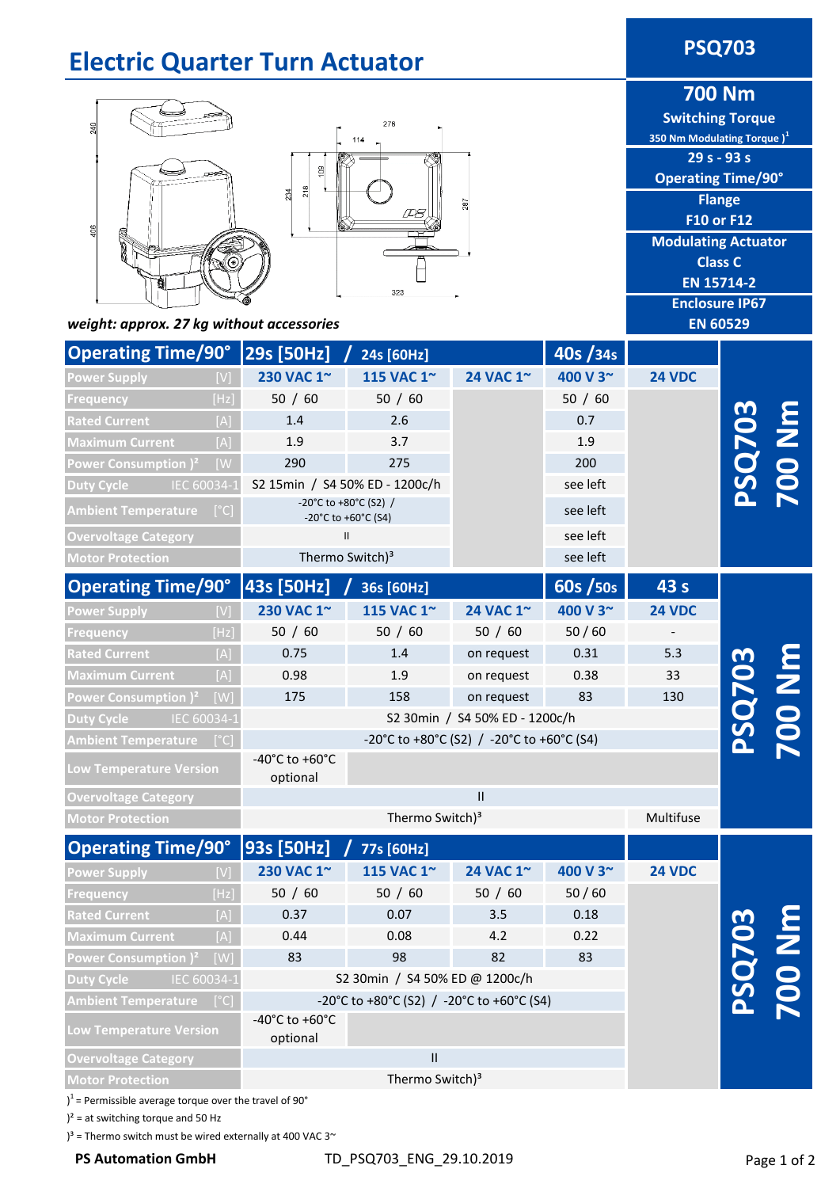# Electric Quarter Turn Actuator

**PSQ703**

**700 Nm**
**Switching Torque**
350 Nm Modulating Torque )[1]

**29 s - 93 s**
**Operating Time/90°**

**Flange**
**F10 or F12**

**Modulating Actuator**
**Class C**
**EN 15714-2**

**Enclosure IP67**
**EN 60529**

*weight: approx. 27 kg without accessories*

| Operating Time/90° | 29s [50Hz] / 24s [60Hz] | | | 40s / 34s | |
|---|---|---|---|---|---|
| Power Supply [V] | 230 VAC 1~ | 115 VAC 1~ | 24 VAC 1~ | 400 V 3~ | 24 VDC |
| Frequency [Hz] | 50 / 60 | 50 / 60 | | 50 / 60 | |
| Rated Current [A] | 1.4 | 2.6 | | 0.7 | |
| Maximum Current [A] | 1.9 | 3.7 | | 1.9 | |
| Power Consumption )² [W] | 290 | 275 | | 200 | |
| Duty Cycle IEC 60034-1 | S2 15min / S4 50% ED - 1200c/h | | | see left | |
| Ambient Temperature [°C] | -20°C to +80°C (S2) / -20°C to +60°C (S4) | | | see left | |
| Overvoltage Category | II | | | see left | |
| Motor Protection | Thermo Switch)³ | | | see left | |

| Operating Time/90° | 43s [50Hz] / 36s [60Hz] | | | 60s / 50s | 43 s |
|---|---|---|---|---|---|
| Power Supply [V] | 230 VAC 1~ | 115 VAC 1~ | 24 VAC 1~ | 400 V 3~ | 24 VDC |
| Frequency [Hz] | 50 / 60 | 50 / 60 | 50 / 60 | 50 / 60 | - |
| Rated Current [A] | 0.75 | 1.4 | on request | 0.31 | 5.3 |
| Maximum Current [A] | 0.98 | 1.9 | on request | 0.38 | 33 |
| Power Consumption )² [W] | 175 | 158 | on request | 83 | 130 |
| Duty Cycle IEC 60034-1 | S2 30min / S4 50% ED - 1200c/h | | | | |
| Ambient Temperature [°C] | -20°C to +80°C (S2) / -20°C to +60°C (S4) | | | | |
| Low Temperature Version | -40°C to +60°C optional | | | | |
| Overvoltage Category | II | | | | |
| Motor Protection | Thermo Switch)³ | | | | Multifuse |

| Operating Time/90° | 93s [50Hz] / 77s [60Hz] | | | | |
|---|---|---|---|---|---|
| Power Supply [V] | 230 VAC 1~ | 115 VAC 1~ | 24 VAC 1~ | 400 V 3~ | 24 VDC |
| Frequency [Hz] | 50 / 60 | 50 / 60 | 50 / 60 | 50 / 60 | |
| Rated Current [A] | 0.37 | 0.07 | 3.5 | 0.18 | |
| Maximum Current [A] | 0.44 | 0.08 | 4.2 | 0.22 | |
| Power Consumption )² [W] | 83 | 98 | 82 | 83 | |
| Duty Cycle IEC 60034-1 | S2 30min / S4 50% ED @ 1200c/h | | | | |
| Ambient Temperature [°C] | -20°C to +80°C (S2) / -20°C to +60°C (S4) | | | | |
| Low Temperature Version | -40°C to +60°C optional | | | | |
| Overvoltage Category | II | | | | |
| Motor Protection | Thermo Switch)³ | | | | |

)[1] = Permissible average torque over the travel of 90°

)² = at switching torque and 50 Hz

)³ = Thermo switch must be wired externally at 400 VAC 3~

PS Automation GmbH TD_PSQ703_ENG_29.10.2019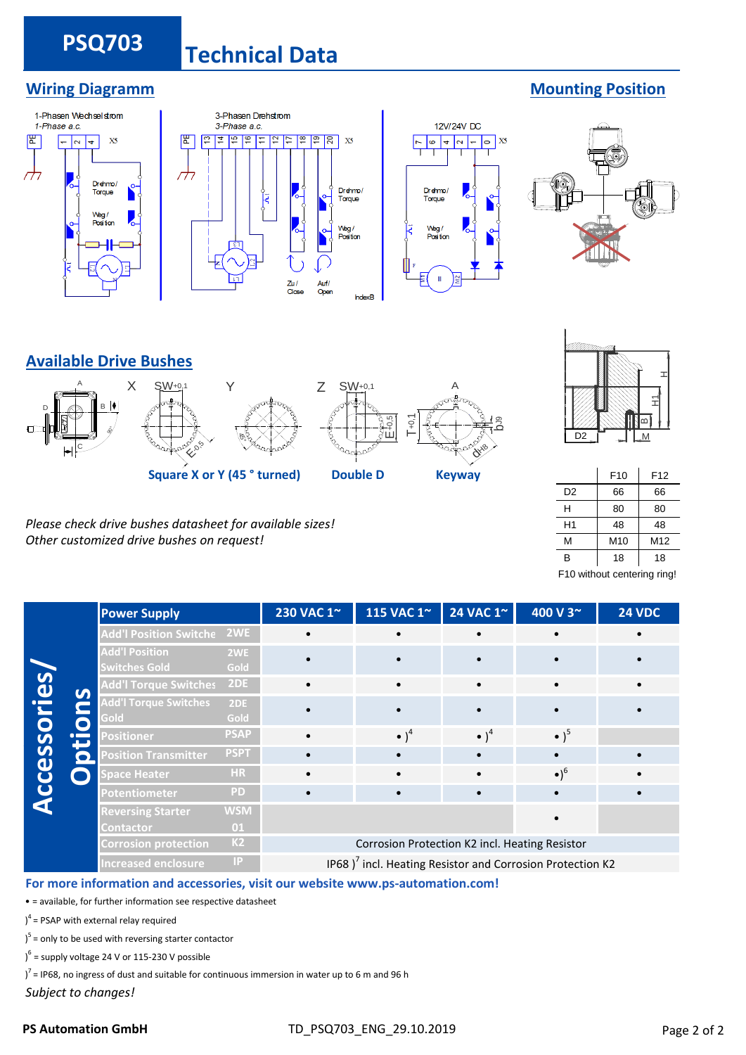# PSQ703 Technical Data

## Wiring Diagramm

1-Phasen Wechselstrom
1-Phase a.c.

3-Phasen Drehstrom
3-Phase a.c.

12V/24V DC

## Mounting Position

## Available Drive Bushes

Square X or Y (45 ° turned) | Double D | Keyway

*Please check drive bushes datasheet for available sizes!*
*Other customized drive bushes on request!*

| | F10 | F12 |
|---|---|---|
| D2 | 66 | 66 |
| H | 80 | 80 |
| H1 | 48 | 48 |
| M | M10 | M12 |
| B | 18 | 18 |

F10 without centering ring!

| Accessories/ Options | Power Supply | 230 VAC 1~ | 115 VAC 1~ | 24 VAC 1~ | 400 V 3~ | 24 VDC |
|---|---|---|---|---|---|---|
| | Add'l Position Switches 2WE | • | • | • | • | • |
| | Add'l Position Switches Gold 2WE Gold | • | • | • | • | • |
| | Add'l Torque Switches 2DE | • | • | • | • | • |
| | Add'l Torque Switches Gold 2DE Gold | • | • | • | • | • |
| | Positioner PSAP | • | • )[4] | • )[4] | • )[5] | |
| | Position Transmitter PSPT | • | • | • | • | • |
| | Space Heater HR | • | • | • | •)[6] | • |
| | Potentiometer PD | • | • | • | • | • |
| | Reversing Starter Contactor WSM 01 | | | | • | |
| | Corrosion protection K2 | Corrosion Protection K2 incl. Heating Resistor | | | | |
| | Increased enclosure IP | IP68 )[7] incl. Heating Resistor and Corrosion Protection K2 | | | | |

**For more information and accessories, visit our website www.ps-automation.com!**

- • = available, for further information see respective datasheet

)[4] = PSAP with external relay required

)[5] = only to be used with reversing starter contactor

)[6] = supply voltage 24 V or 115-230 V possible

)[7] = IP68, no ingress of dust and suitable for continuous immersion in water up to 6 m and 96 h

*Subject to changes!*

**PS Automation GmbH** TD_PSQ703_ENG_29.10.2019